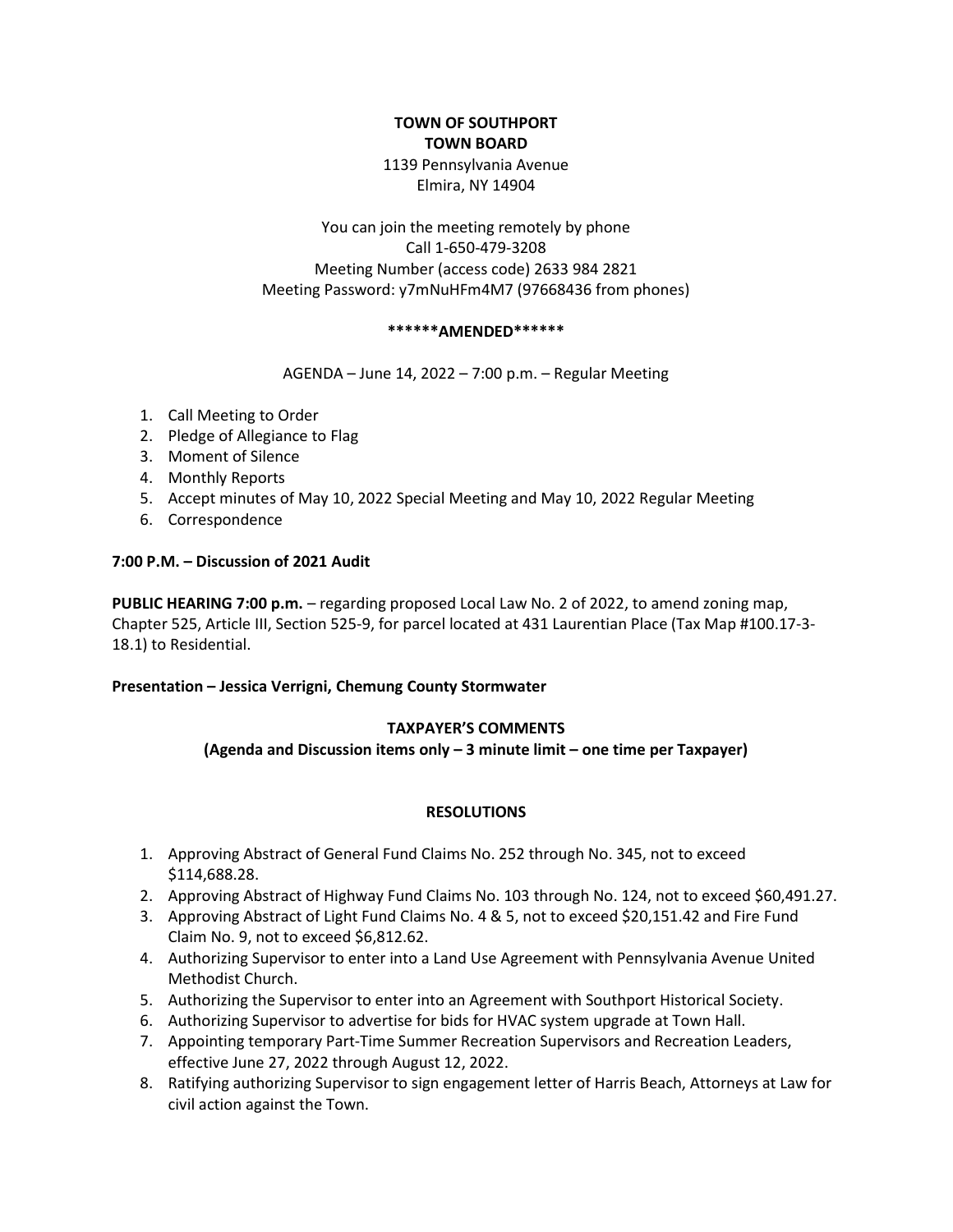**TOWN OF SOUTHPORT**
**TOWN BOARD**
1139 Pennsylvania Avenue
Elmira, NY 14904

You can join the meeting remotely by phone
Call 1-650-479-3208
Meeting Number (access code) 2633 984 2821
Meeting Password: y7mNuHFm4M7 (97668436 from phones)

**\*\*\*\*\*\*AMENDED\*\*\*\*\*\***

AGENDA – June 14, 2022 – 7:00 p.m. – Regular Meeting

1. Call Meeting to Order
2. Pledge of Allegiance to Flag
3. Moment of Silence
4. Monthly Reports
5. Accept minutes of May 10, 2022 Special Meeting and May 10, 2022 Regular Meeting
6. Correspondence

**7:00 P.M. – Discussion of 2021 Audit**

**PUBLIC HEARING 7:00 p.m.** – regarding proposed Local Law No. 2 of 2022, to amend zoning map, Chapter 525, Article III, Section 525-9, for parcel located at 431 Laurentian Place (Tax Map #100.17-3-18.1) to Residential.

**Presentation – Jessica Verrigni, Chemung County Stormwater**

**TAXPAYER'S COMMENTS**
**(Agenda and Discussion items only – 3 minute limit – one time per Taxpayer)**

**RESOLUTIONS**

1. Approving Abstract of General Fund Claims No. 252 through No. 345, not to exceed $114,688.28.
2. Approving Abstract of Highway Fund Claims No. 103 through No. 124, not to exceed $60,491.27.
3. Approving Abstract of Light Fund Claims No. 4 & 5, not to exceed $20,151.42 and Fire Fund Claim No. 9, not to exceed $6,812.62.
4. Authorizing Supervisor to enter into a Land Use Agreement with Pennsylvania Avenue United Methodist Church.
5. Authorizing the Supervisor to enter into an Agreement with Southport Historical Society.
6. Authorizing Supervisor to advertise for bids for HVAC system upgrade at Town Hall.
7. Appointing temporary Part-Time Summer Recreation Supervisors and Recreation Leaders, effective June 27, 2022 through August 12, 2022.
8. Ratifying authorizing Supervisor to sign engagement letter of Harris Beach, Attorneys at Law for civil action against the Town.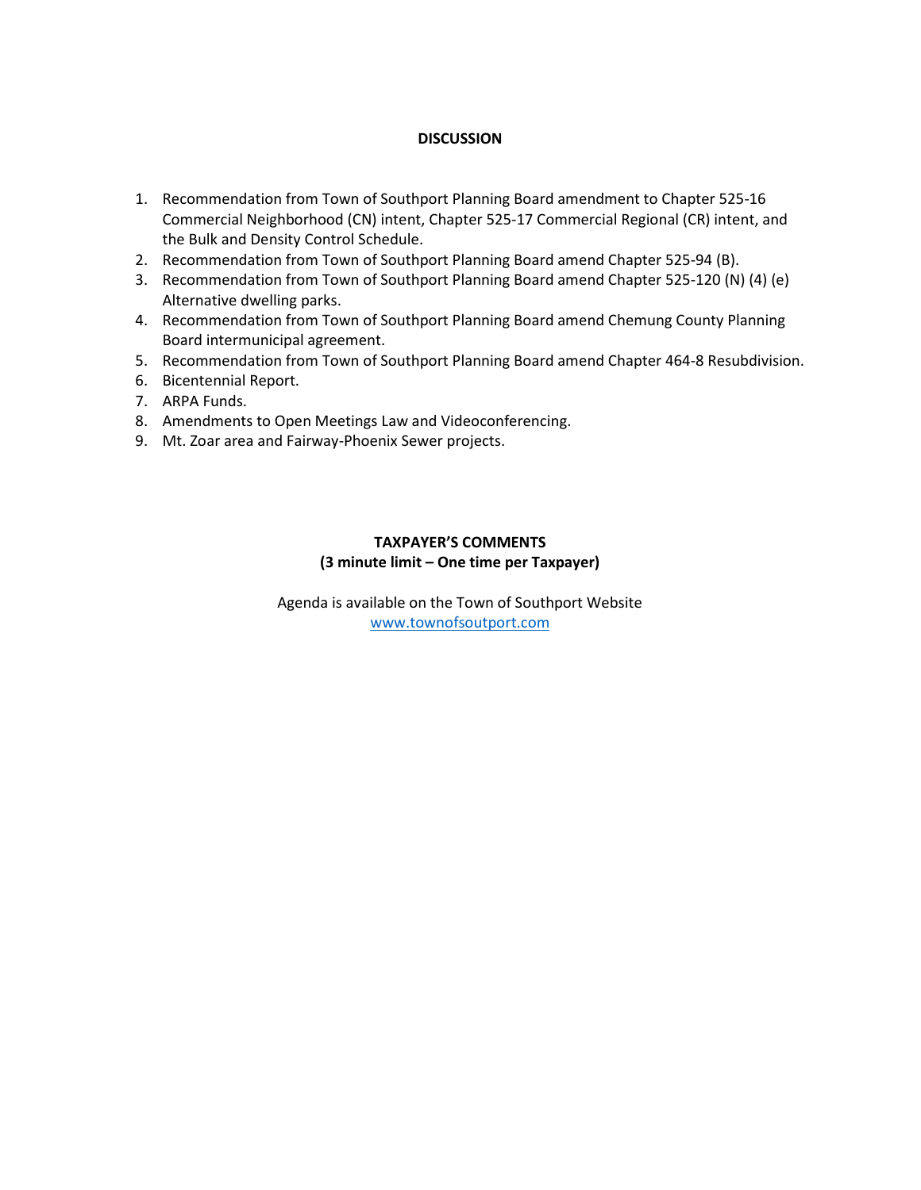## DISCUSSION

1. Recommendation from Town of Southport Planning Board amendment to Chapter 525-16 Commercial Neighborhood (CN) intent, Chapter 525-17 Commercial Regional (CR) intent, and the Bulk and Density Control Schedule.
2. Recommendation from Town of Southport Planning Board amend Chapter 525-94 (B).
3. Recommendation from Town of Southport Planning Board amend Chapter 525-120 (N) (4) (e) Alternative dwelling parks.
4. Recommendation from Town of Southport Planning Board amend Chemung County Planning Board intermunicipal agreement.
5. Recommendation from Town of Southport Planning Board amend Chapter 464-8 Resubdivision.
6. Bicentennial Report.
7. ARPA Funds.
8. Amendments to Open Meetings Law and Videoconferencing.
9. Mt. Zoar area and Fairway-Phoenix Sewer projects.

**TAXPAYER'S COMMENTS**
**(3 minute limit – One time per Taxpayer)**

Agenda is available on the Town of Southport Website
www.townofsoutport.com